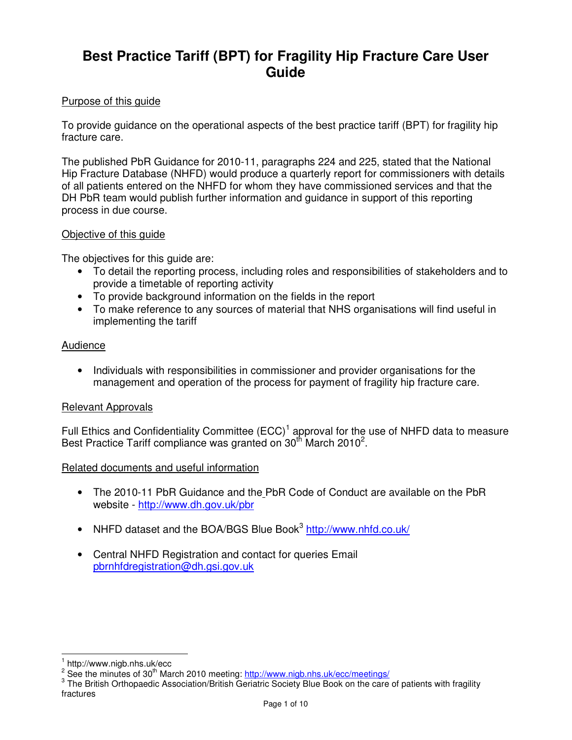# Best Practice Tariff (BPT) for Fragility Hip Fracture Care User Guide

## Purpose of this guide

To provide guidance on the operational aspects of the best practice tariff (BPT) for fragility hip fracture care.

The published PbR Guidance for 2010-11, paragraphs 224 and 225, stated that the National Hip Fracture Database (NHFD) would produce a quarterly report for commissioners with details of all patients entered on the NHFD for whom they have commissioned services and that the DH PbR team would publish further information and guidance in support of this reporting process in due course.

## Objective of this guide

The objectives for this guide are:

- To detail the reporting process, including roles and responsibilities of stakeholders and to provide a timetable of reporting activity
- To provide background information on the fields in the report
- To make reference to any sources of material that NHS organisations will find useful in implementing the tariff

## Audience

- Individuals with responsibilities in commissioner and provider organisations for the management and operation of the process for payment of fragility hip fracture care.

## Relevant Approvals

Full Ethics and Confidentiality Committee (ECC)[1] approval for the use of NHFD data to measure Best Practice Tariff compliance was granted on 30th March 2010[2].

## Related documents and useful information

- The 2010-11 PbR Guidance and the PbR Code of Conduct are available on the PbR website - http://www.dh.gov.uk/pbr
- NHFD dataset and the BOA/BGS Blue Book[3] http://www.nhfd.co.uk/
- Central NHFD Registration and contact for queries Email pbrnhfdregistration@dh.gsi.gov.uk

---

[1] http://www.nigb.nhs.uk/ecc

[2] See the minutes of 30th March 2010 meeting: http://www.nigb.nhs.uk/ecc/meetings/

[3] The British Orthopaedic Association/British Geriatric Society Blue Book on the care of patients with fragility fractures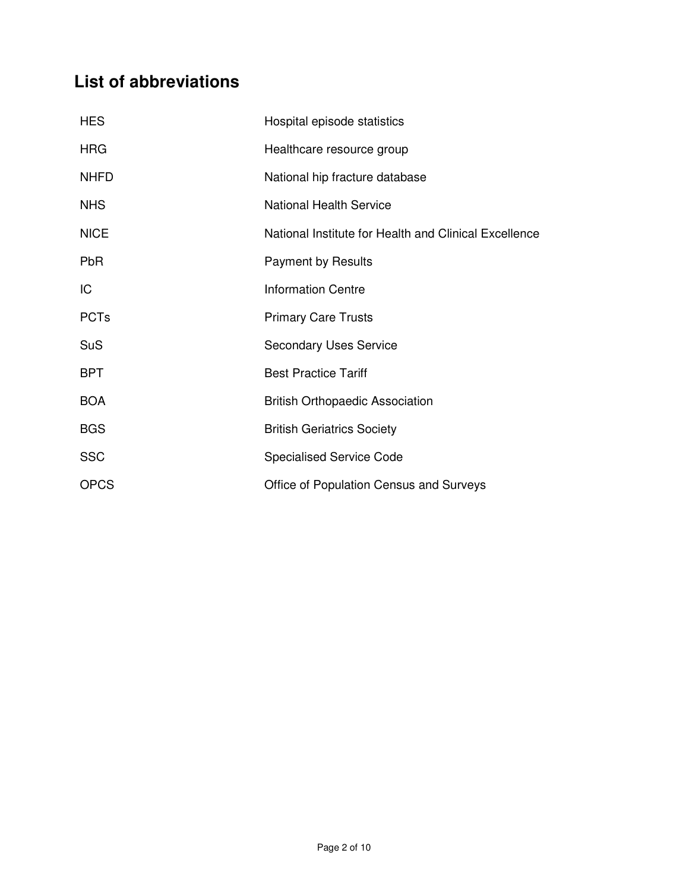## List of abbreviations

| | |
|---|---|
| HES | Hospital episode statistics |
| HRG | Healthcare resource group |
| NHFD | National hip fracture database |
| NHS | National Health Service |
| NICE | National Institute for Health and Clinical Excellence |
| PbR | Payment by Results |
| IC | Information Centre |
| PCTs | Primary Care Trusts |
| SuS | Secondary Uses Service |
| BPT | Best Practice Tariff |
| BOA | British Orthopaedic Association |
| BGS | British Geriatrics Society |
| SSC | Specialised Service Code |
| OPCS | Office of Population Census and Surveys |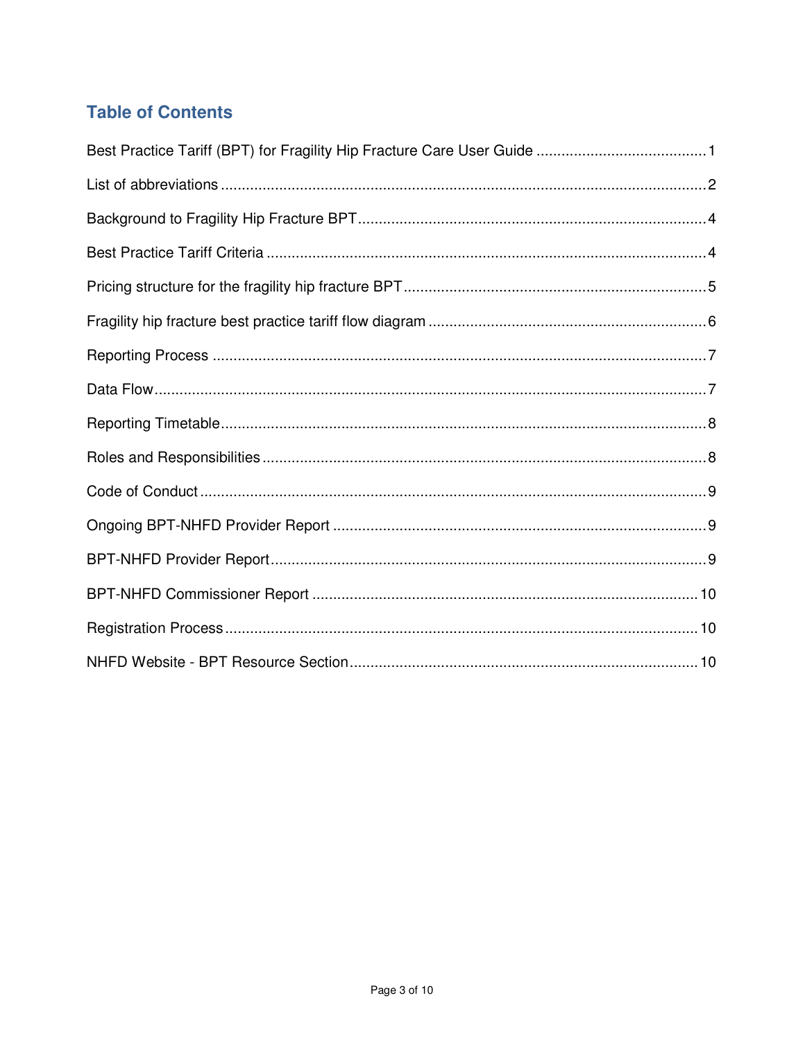## Table of Contents

Best Practice Tariff (BPT) for Fragility Hip Fracture Care User Guide ........................................ 1

List of abbreviations ........................................ 2

Background to Fragility Hip Fracture BPT ........................................ 4

Best Practice Tariff Criteria ........................................ 4

Pricing structure for the fragility hip fracture BPT ........................................ 5

Fragility hip fracture best practice tariff flow diagram ........................................ 6

Reporting Process ........................................ 7

Data Flow ........................................ 7

Reporting Timetable ........................................ 8

Roles and Responsibilities ........................................ 8

Code of Conduct ........................................ 9

Ongoing BPT-NHFD Provider Report ........................................ 9

BPT-NHFD Provider Report ........................................ 9

BPT-NHFD Commissioner Report ........................................ 10

Registration Process ........................................ 10

NHFD Website - BPT Resource Section ........................................ 10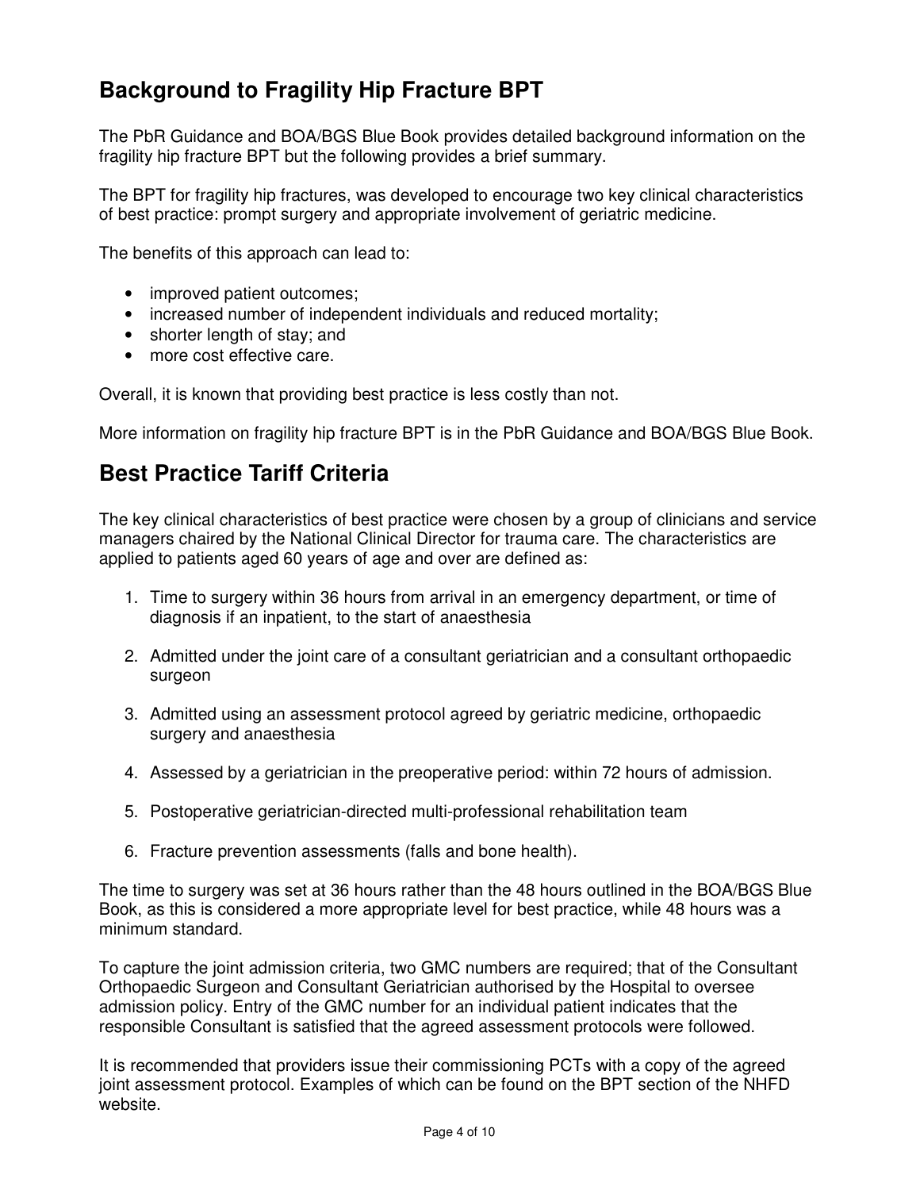## Background to Fragility Hip Fracture BPT

The PbR Guidance and BOA/BGS Blue Book provides detailed background information on the fragility hip fracture BPT but the following provides a brief summary.

The BPT for fragility hip fractures, was developed to encourage two key clinical characteristics of best practice: prompt surgery and appropriate involvement of geriatric medicine.

The benefits of this approach can lead to:

- improved patient outcomes;
- increased number of independent individuals and reduced mortality;
- shorter length of stay; and
- more cost effective care.

Overall, it is known that providing best practice is less costly than not.

More information on fragility hip fracture BPT is in the PbR Guidance and BOA/BGS Blue Book.

## Best Practice Tariff Criteria

The key clinical characteristics of best practice were chosen by a group of clinicians and service managers chaired by the National Clinical Director for trauma care. The characteristics are applied to patients aged 60 years of age and over are defined as:

1. Time to surgery within 36 hours from arrival in an emergency department, or time of diagnosis if an inpatient, to the start of anaesthesia
2. Admitted under the joint care of a consultant geriatrician and a consultant orthopaedic surgeon
3. Admitted using an assessment protocol agreed by geriatric medicine, orthopaedic surgery and anaesthesia
4. Assessed by a geriatrician in the preoperative period: within 72 hours of admission.
5. Postoperative geriatrician-directed multi-professional rehabilitation team
6. Fracture prevention assessments (falls and bone health).

The time to surgery was set at 36 hours rather than the 48 hours outlined in the BOA/BGS Blue Book, as this is considered a more appropriate level for best practice, while 48 hours was a minimum standard.

To capture the joint admission criteria, two GMC numbers are required; that of the Consultant Orthopaedic Surgeon and Consultant Geriatrician authorised by the Hospital to oversee admission policy. Entry of the GMC number for an individual patient indicates that the responsible Consultant is satisfied that the agreed assessment protocols were followed.

It is recommended that providers issue their commissioning PCTs with a copy of the agreed joint assessment protocol. Examples of which can be found on the BPT section of the NHFD website.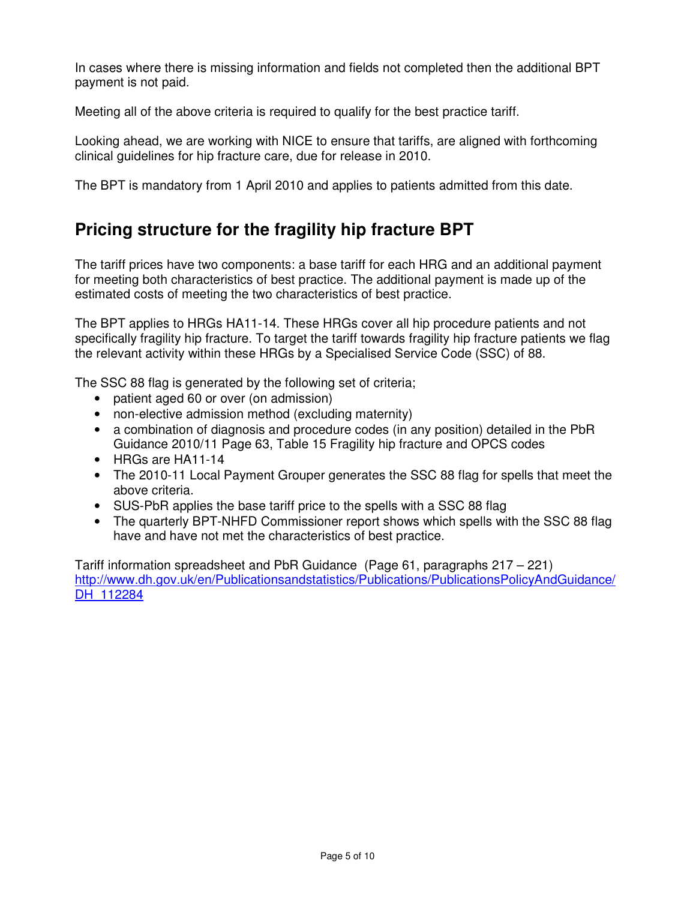In cases where there is missing information and fields not completed then the additional BPT payment is not paid.

Meeting all of the above criteria is required to qualify for the best practice tariff.

Looking ahead, we are working with NICE to ensure that tariffs, are aligned with forthcoming clinical guidelines for hip fracture care, due for release in 2010.

The BPT is mandatory from 1 April 2010 and applies to patients admitted from this date.

## Pricing structure for the fragility hip fracture BPT

The tariff prices have two components: a base tariff for each HRG and an additional payment for meeting both characteristics of best practice. The additional payment is made up of the estimated costs of meeting the two characteristics of best practice.

The BPT applies to HRGs HA11-14. These HRGs cover all hip procedure patients and not specifically fragility hip fracture. To target the tariff towards fragility hip fracture patients we flag the relevant activity within these HRGs by a Specialised Service Code (SSC) of 88.

The SSC 88 flag is generated by the following set of criteria;

- patient aged 60 or over (on admission)
- non-elective admission method (excluding maternity)
- a combination of diagnosis and procedure codes (in any position) detailed in the PbR Guidance 2010/11 Page 63, Table 15 Fragility hip fracture and OPCS codes
- HRGs are HA11-14
- The 2010-11 Local Payment Grouper generates the SSC 88 flag for spells that meet the above criteria.
- SUS-PbR applies the base tariff price to the spells with a SSC 88 flag
- The quarterly BPT-NHFD Commissioner report shows which spells with the SSC 88 flag have and have not met the characteristics of best practice.

Tariff information spreadsheet and PbR Guidance (Page 61, paragraphs 217 – 221)
http://www.dh.gov.uk/en/Publicationsandstatistics/Publications/PublicationsPolicyAndGuidance/DH_112284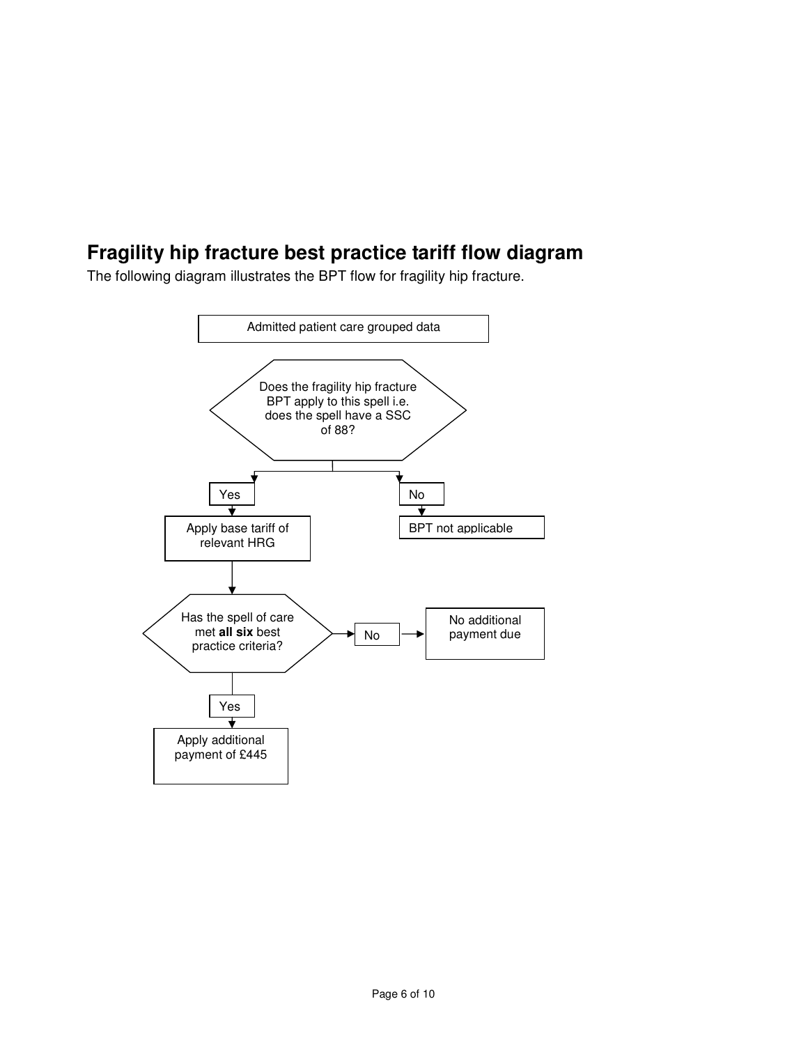## Fragility hip fracture best practice tariff flow diagram

The following diagram illustrates the BPT flow for fragility hip fracture.

Admitted patient care grouped data

Does the fragility hip fracture BPT apply to this spell i.e. does the spell have a SSC of 88?

- Yes → Apply base tariff of relevant HRG
- No → BPT not applicable

Has the spell of care met **all six** best practice criteria?

- No → No additional payment due
- Yes → Apply additional payment of £445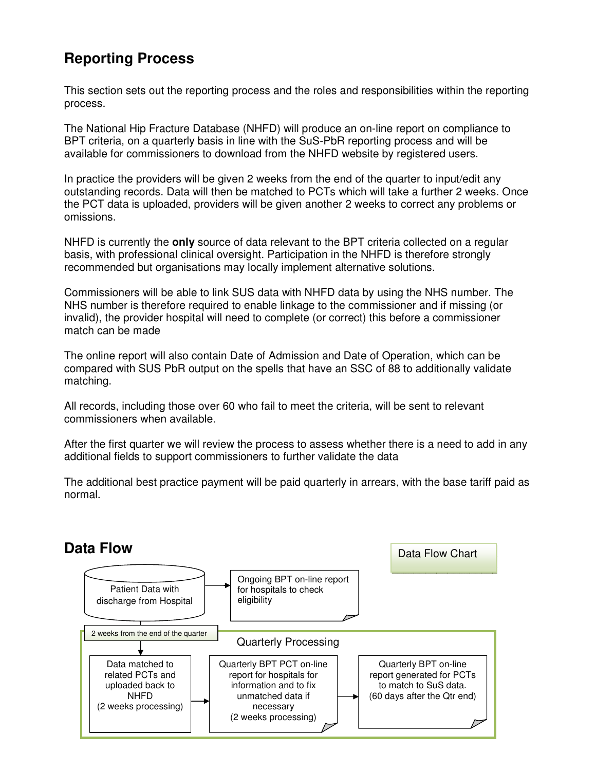## Reporting Process

This section sets out the reporting process and the roles and responsibilities within the reporting process.

The National Hip Fracture Database (NHFD) will produce an on-line report on compliance to BPT criteria, on a quarterly basis in line with the SuS-PbR reporting process and will be available for commissioners to download from the NHFD website by registered users.

In practice the providers will be given 2 weeks from the end of the quarter to input/edit any outstanding records. Data will then be matched to PCTs which will take a further 2 weeks. Once the PCT data is uploaded, providers will be given another 2 weeks to correct any problems or omissions.

NHFD is currently the **only** source of data relevant to the BPT criteria collected on a regular basis, with professional clinical oversight. Participation in the NHFD is therefore strongly recommended but organisations may locally implement alternative solutions.

Commissioners will be able to link SUS data with NHFD data by using the NHS number. The NHS number is therefore required to enable linkage to the commissioner and if missing (or invalid), the provider hospital will need to complete (or correct) this before a commissioner match can be made

The online report will also contain Date of Admission and Date of Operation, which can be compared with SUS PbR output on the spells that have an SSC of 88 to additionally validate matching.

All records, including those over 60 who fail to meet the criteria, will be sent to relevant commissioners when available.

After the first quarter we will review the process to assess whether there is a need to add in any additional fields to support commissioners to further validate the data

The additional best practice payment will be paid quarterly in arrears, with the base tariff paid as normal.

## Data Flow

Data Flow Chart

Patient Data with discharge from Hospital → Ongoing BPT on-line report for hospitals to check eligibility

2 weeks from the end of the quarter

Quarterly Processing

Data matched to related PCTs and uploaded back to NHFD (2 weeks processing) → Quarterly BPT PCT on-line report for hospitals for information and to fix unmatched data if necessary (2 weeks processing) → Quarterly BPT on-line report generated for PCTs to match to SuS data. (60 days after the Qtr end)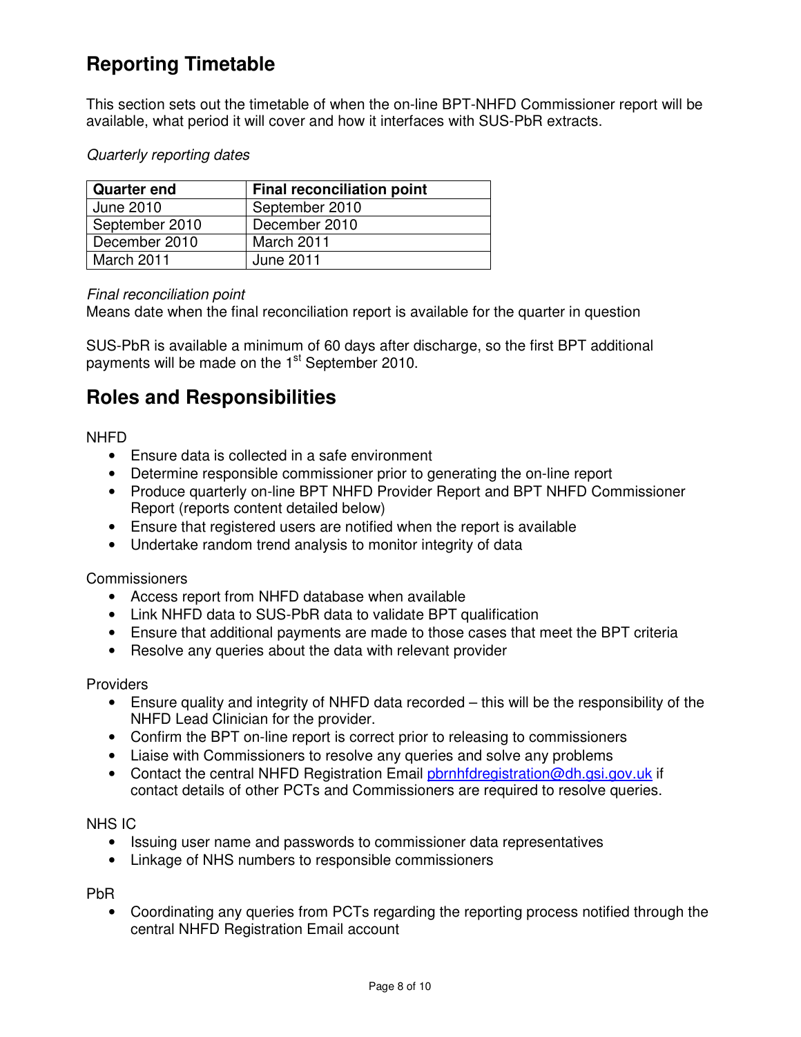## Reporting Timetable

This section sets out the timetable of when the on-line BPT-NHFD Commissioner report will be available, what period it will cover and how it interfaces with SUS-PbR extracts.

*Quarterly reporting dates*

| Quarter end | Final reconciliation point |
|---|---|
| June 2010 | September 2010 |
| September 2010 | December 2010 |
| December 2010 | March 2011 |
| March 2011 | June 2011 |

*Final reconciliation point*
Means date when the final reconciliation report is available for the quarter in question

SUS-PbR is available a minimum of 60 days after discharge, so the first BPT additional payments will be made on the 1st September 2010.

## Roles and Responsibilities

NHFD

- Ensure data is collected in a safe environment
- Determine responsible commissioner prior to generating the on-line report
- Produce quarterly on-line BPT NHFD Provider Report and BPT NHFD Commissioner Report (reports content detailed below)
- Ensure that registered users are notified when the report is available
- Undertake random trend analysis to monitor integrity of data

Commissioners

- Access report from NHFD database when available
- Link NHFD data to SUS-PbR data to validate BPT qualification
- Ensure that additional payments are made to those cases that meet the BPT criteria
- Resolve any queries about the data with relevant provider

Providers

- Ensure quality and integrity of NHFD data recorded – this will be the responsibility of the NHFD Lead Clinician for the provider.
- Confirm the BPT on-line report is correct prior to releasing to commissioners
- Liaise with Commissioners to resolve any queries and solve any problems
- Contact the central NHFD Registration Email pbrnhfdregistration@dh.gsi.gov.uk if contact details of other PCTs and Commissioners are required to resolve queries.

NHS IC

- Issuing user name and passwords to commissioner data representatives
- Linkage of NHS numbers to responsible commissioners

PbR

- Coordinating any queries from PCTs regarding the reporting process notified through the central NHFD Registration Email account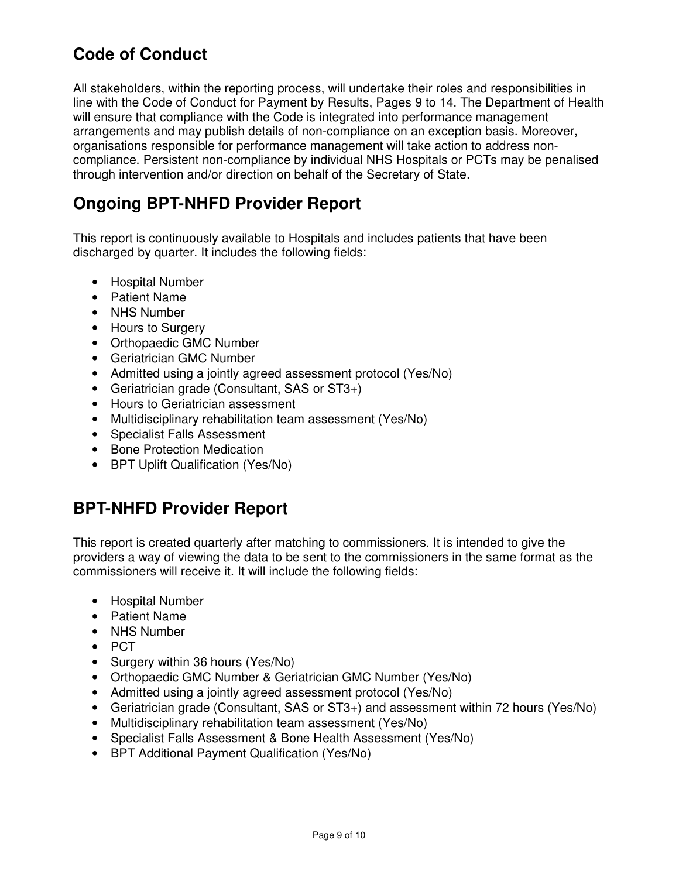## Code of Conduct

All stakeholders, within the reporting process, will undertake their roles and responsibilities in line with the Code of Conduct for Payment by Results, Pages 9 to 14. The Department of Health will ensure that compliance with the Code is integrated into performance management arrangements and may publish details of non-compliance on an exception basis. Moreover, organisations responsible for performance management will take action to address non-compliance. Persistent non-compliance by individual NHS Hospitals or PCTs may be penalised through intervention and/or direction on behalf of the Secretary of State.

## Ongoing BPT-NHFD Provider Report

This report is continuously available to Hospitals and includes patients that have been discharged by quarter. It includes the following fields:

- Hospital Number
- Patient Name
- NHS Number
- Hours to Surgery
- Orthopaedic GMC Number
- Geriatrician GMC Number
- Admitted using a jointly agreed assessment protocol (Yes/No)
- Geriatrician grade (Consultant, SAS or ST3+)
- Hours to Geriatrician assessment
- Multidisciplinary rehabilitation team assessment (Yes/No)
- Specialist Falls Assessment
- Bone Protection Medication
- BPT Uplift Qualification (Yes/No)

## BPT-NHFD Provider Report

This report is created quarterly after matching to commissioners. It is intended to give the providers a way of viewing the data to be sent to the commissioners in the same format as the commissioners will receive it. It will include the following fields:

- Hospital Number
- Patient Name
- NHS Number
- PCT
- Surgery within 36 hours (Yes/No)
- Orthopaedic GMC Number & Geriatrician GMC Number (Yes/No)
- Admitted using a jointly agreed assessment protocol (Yes/No)
- Geriatrician grade (Consultant, SAS or ST3+) and assessment within 72 hours (Yes/No)
- Multidisciplinary rehabilitation team assessment (Yes/No)
- Specialist Falls Assessment & Bone Health Assessment (Yes/No)
- BPT Additional Payment Qualification (Yes/No)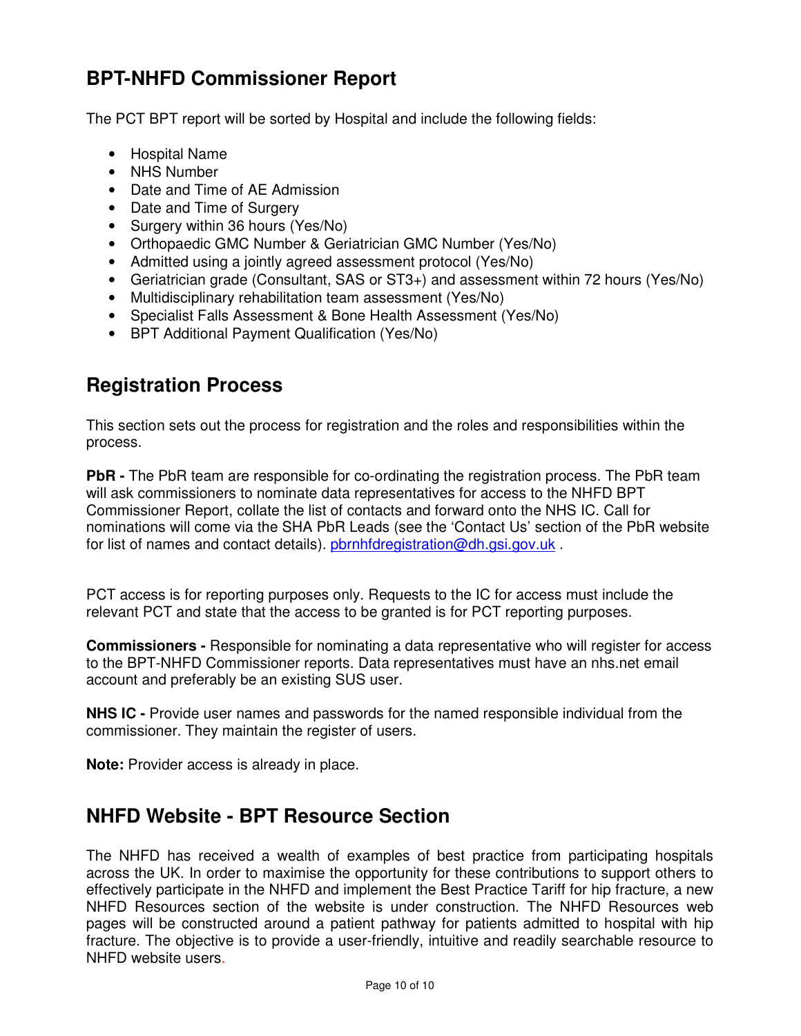## BPT-NHFD Commissioner Report

The PCT BPT report will be sorted by Hospital and include the following fields:

- Hospital Name
- NHS Number
- Date and Time of AE Admission
- Date and Time of Surgery
- Surgery within 36 hours (Yes/No)
- Orthopaedic GMC Number & Geriatrician GMC Number (Yes/No)
- Admitted using a jointly agreed assessment protocol (Yes/No)
- Geriatrician grade (Consultant, SAS or ST3+) and assessment within 72 hours (Yes/No)
- Multidisciplinary rehabilitation team assessment (Yes/No)
- Specialist Falls Assessment & Bone Health Assessment (Yes/No)
- BPT Additional Payment Qualification (Yes/No)

## Registration Process

This section sets out the process for registration and the roles and responsibilities within the process.

**PbR -** The PbR team are responsible for co-ordinating the registration process. The PbR team will ask commissioners to nominate data representatives for access to the NHFD BPT Commissioner Report, collate the list of contacts and forward onto the NHS IC. Call for nominations will come via the SHA PbR Leads (see the 'Contact Us' section of the PbR website for list of names and contact details). pbrnhfdregistration@dh.gsi.gov.uk .

PCT access is for reporting purposes only. Requests to the IC for access must include the relevant PCT and state that the access to be granted is for PCT reporting purposes.

**Commissioners -** Responsible for nominating a data representative who will register for access to the BPT-NHFD Commissioner reports. Data representatives must have an nhs.net email account and preferably be an existing SUS user.

**NHS IC -** Provide user names and passwords for the named responsible individual from the commissioner. They maintain the register of users.

**Note:** Provider access is already in place.

## NHFD Website - BPT Resource Section

The NHFD has received a wealth of examples of best practice from participating hospitals across the UK. In order to maximise the opportunity for these contributions to support others to effectively participate in the NHFD and implement the Best Practice Tariff for hip fracture, a new NHFD Resources section of the website is under construction. The NHFD Resources web pages will be constructed around a patient pathway for patients admitted to hospital with hip fracture. The objective is to provide a user-friendly, intuitive and readily searchable resource to NHFD website users.